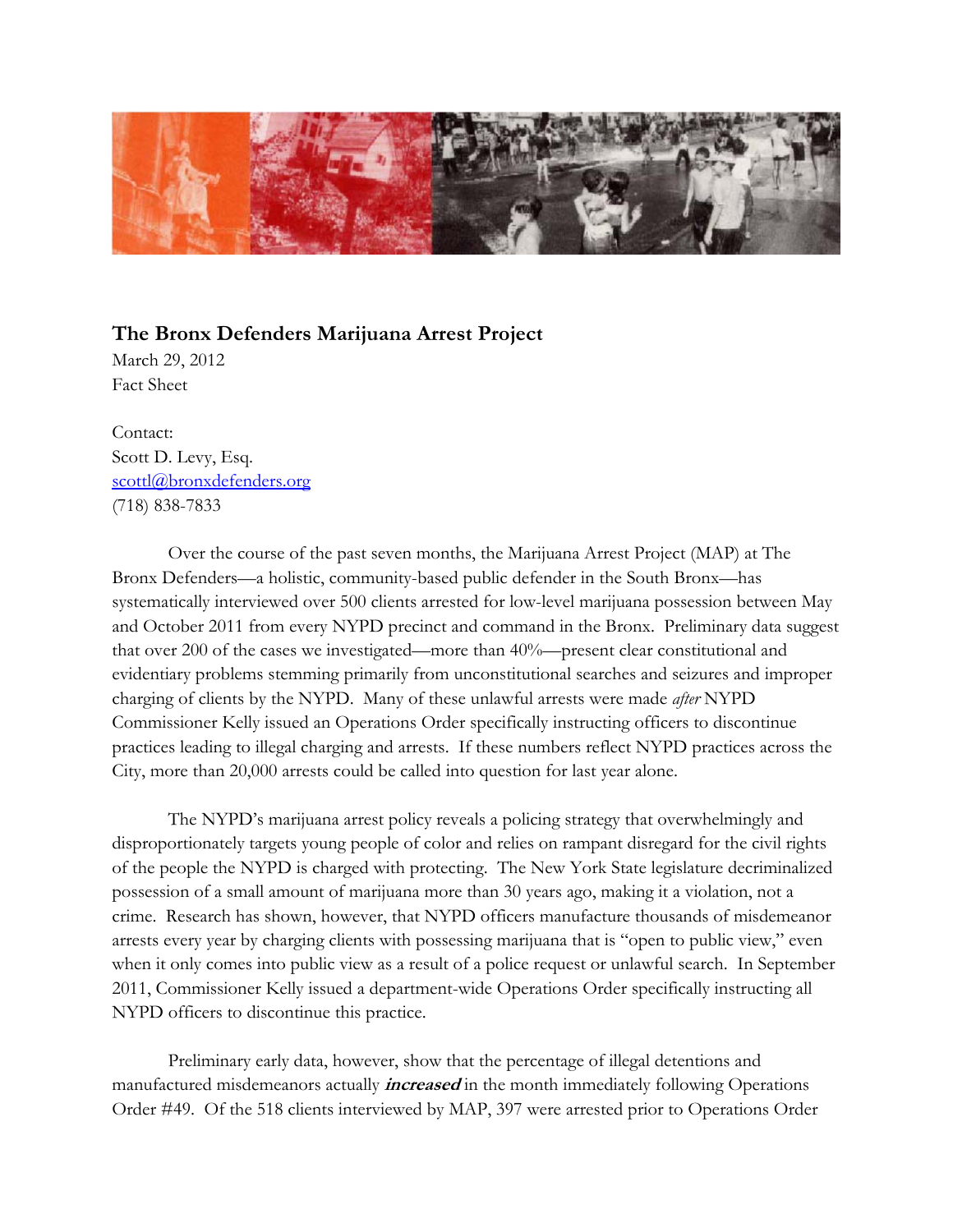## The Bronx Defenders Marijuana Arrest Project

March 29, 2012
Fact Sheet

Contact:
Scott D. Levy, Esq.
scottl@bronxdefenders.org
(718) 838-7833

Over the course of the past seven months, the Marijuana Arrest Project (MAP) at The Bronx Defenders—a holistic, community-based public defender in the South Bronx—has systematically interviewed over 500 clients arrested for low-level marijuana possession between May and October 2011 from every NYPD precinct and command in the Bronx. Preliminary data suggest that over 200 of the cases we investigated—more than 40%—present clear constitutional and evidentiary problems stemming primarily from unconstitutional searches and seizures and improper charging of clients by the NYPD. Many of these unlawful arrests were made *after* NYPD Commissioner Kelly issued an Operations Order specifically instructing officers to discontinue practices leading to illegal charging and arrests. If these numbers reflect NYPD practices across the City, more than 20,000 arrests could be called into question for last year alone.

The NYPD's marijuana arrest policy reveals a policing strategy that overwhelmingly and disproportionately targets young people of color and relies on rampant disregard for the civil rights of the people the NYPD is charged with protecting. The New York State legislature decriminalized possession of a small amount of marijuana more than 30 years ago, making it a violation, not a crime. Research has shown, however, that NYPD officers manufacture thousands of misdemeanor arrests every year by charging clients with possessing marijuana that is "open to public view," even when it only comes into public view as a result of a police request or unlawful search. In September 2011, Commissioner Kelly issued a department-wide Operations Order specifically instructing all NYPD officers to discontinue this practice.

Preliminary early data, however, show that the percentage of illegal detentions and manufactured misdemeanors actually ***increased*** in the month immediately following Operations Order #49. Of the 518 clients interviewed by MAP, 397 were arrested prior to Operations Order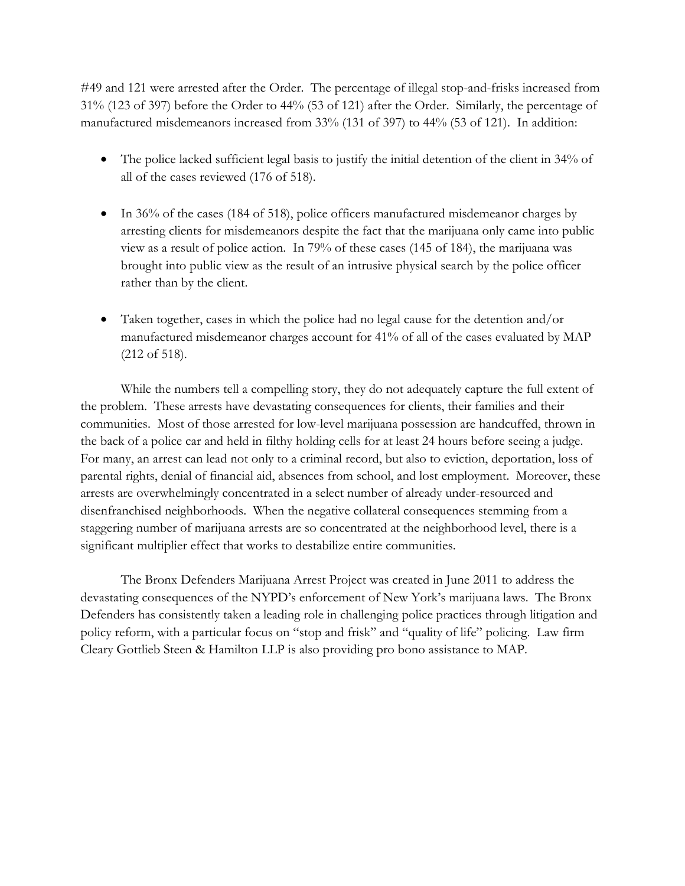#49 and 121 were arrested after the Order. The percentage of illegal stop-and-frisks increased from 31% (123 of 397) before the Order to 44% (53 of 121) after the Order. Similarly, the percentage of manufactured misdemeanors increased from 33% (131 of 397) to 44% (53 of 121). In addition:

- The police lacked sufficient legal basis to justify the initial detention of the client in 34% of all of the cases reviewed (176 of 518).
- In 36% of the cases (184 of 518), police officers manufactured misdemeanor charges by arresting clients for misdemeanors despite the fact that the marijuana only came into public view as a result of police action. In 79% of these cases (145 of 184), the marijuana was brought into public view as the result of an intrusive physical search by the police officer rather than by the client.
- Taken together, cases in which the police had no legal cause for the detention and/or manufactured misdemeanor charges account for 41% of all of the cases evaluated by MAP (212 of 518).

While the numbers tell a compelling story, they do not adequately capture the full extent of the problem. These arrests have devastating consequences for clients, their families and their communities. Most of those arrested for low-level marijuana possession are handcuffed, thrown in the back of a police car and held in filthy holding cells for at least 24 hours before seeing a judge. For many, an arrest can lead not only to a criminal record, but also to eviction, deportation, loss of parental rights, denial of financial aid, absences from school, and lost employment. Moreover, these arrests are overwhelmingly concentrated in a select number of already under-resourced and disenfranchised neighborhoods. When the negative collateral consequences stemming from a staggering number of marijuana arrests are so concentrated at the neighborhood level, there is a significant multiplier effect that works to destabilize entire communities.

The Bronx Defenders Marijuana Arrest Project was created in June 2011 to address the devastating consequences of the NYPD's enforcement of New York's marijuana laws. The Bronx Defenders has consistently taken a leading role in challenging police practices through litigation and policy reform, with a particular focus on "stop and frisk" and "quality of life" policing. Law firm Cleary Gottlieb Steen & Hamilton LLP is also providing pro bono assistance to MAP.